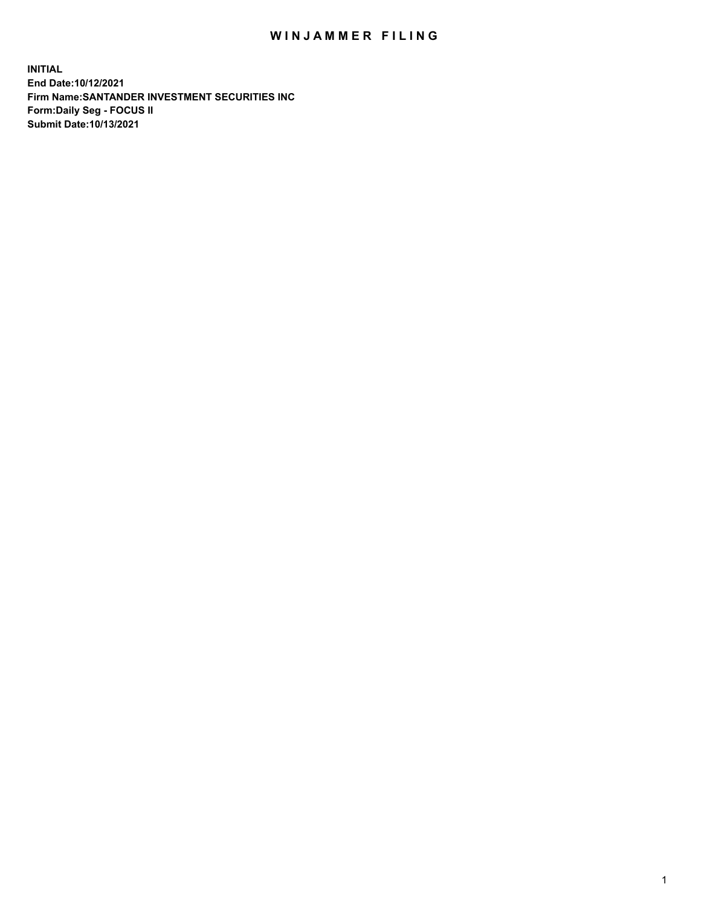# WINJAMMER FILING

**INITIAL**
**End Date:10/12/2021**
**Firm Name:SANTANDER INVESTMENT SECURITIES INC**
**Form:Daily Seg - FOCUS II**
**Submit Date:10/13/2021**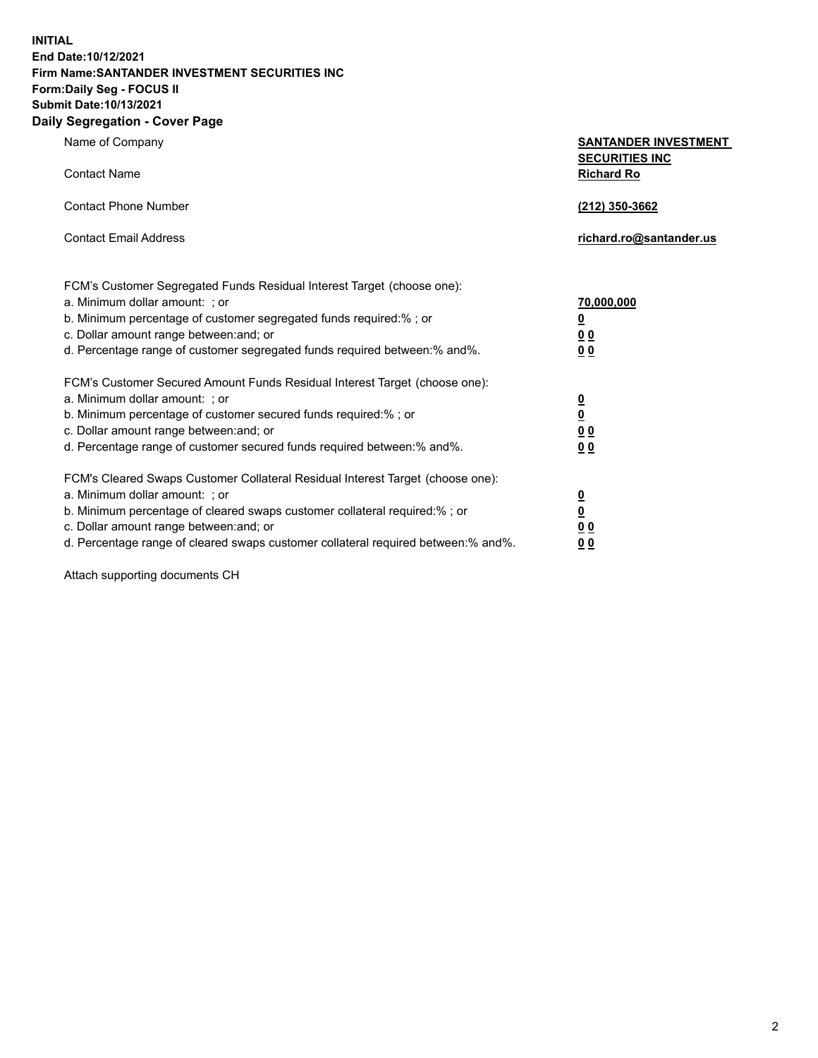**INITIAL**
**End Date:10/12/2021**
**Firm Name:SANTANDER INVESTMENT SECURITIES INC**
**Form:Daily Seg - FOCUS II**
**Submit Date:10/13/2021**

## Daily Segregation - Cover Page

| | |
|---|---|
| Name of Company | **SANTANDER INVESTMENT SECURITIES INC** |
| Contact Name | **Richard Ro** |
| Contact Phone Number | **(212) 350-3662** |
| Contact Email Address | **richard.ro@santander.us** |

FCM's Customer Segregated Funds Residual Interest Target (choose one):

| | |
|---|---|
| a. Minimum dollar amount: ; or | **70,000,000** |
| b. Minimum percentage of customer segregated funds required:% ; or | **0** |
| c. Dollar amount range between:and; or | **0 0** |
| d. Percentage range of customer segregated funds required between:% and%. | **0 0** |

FCM's Customer Secured Amount Funds Residual Interest Target (choose one):

| | |
|---|---|
| a. Minimum dollar amount: ; or | **0** |
| b. Minimum percentage of customer secured funds required:% ; or | **0** |
| c. Dollar amount range between:and; or | **0 0** |
| d. Percentage range of customer secured funds required between:% and%. | **0 0** |

FCM's Cleared Swaps Customer Collateral Residual Interest Target (choose one):

| | |
|---|---|
| a. Minimum dollar amount: ; or | **0** |
| b. Minimum percentage of cleared swaps customer collateral required:% ; or | **0** |
| c. Dollar amount range between:and; or | **0 0** |
| d. Percentage range of cleared swaps customer collateral required between:% and%. | **0 0** |

Attach supporting documents CH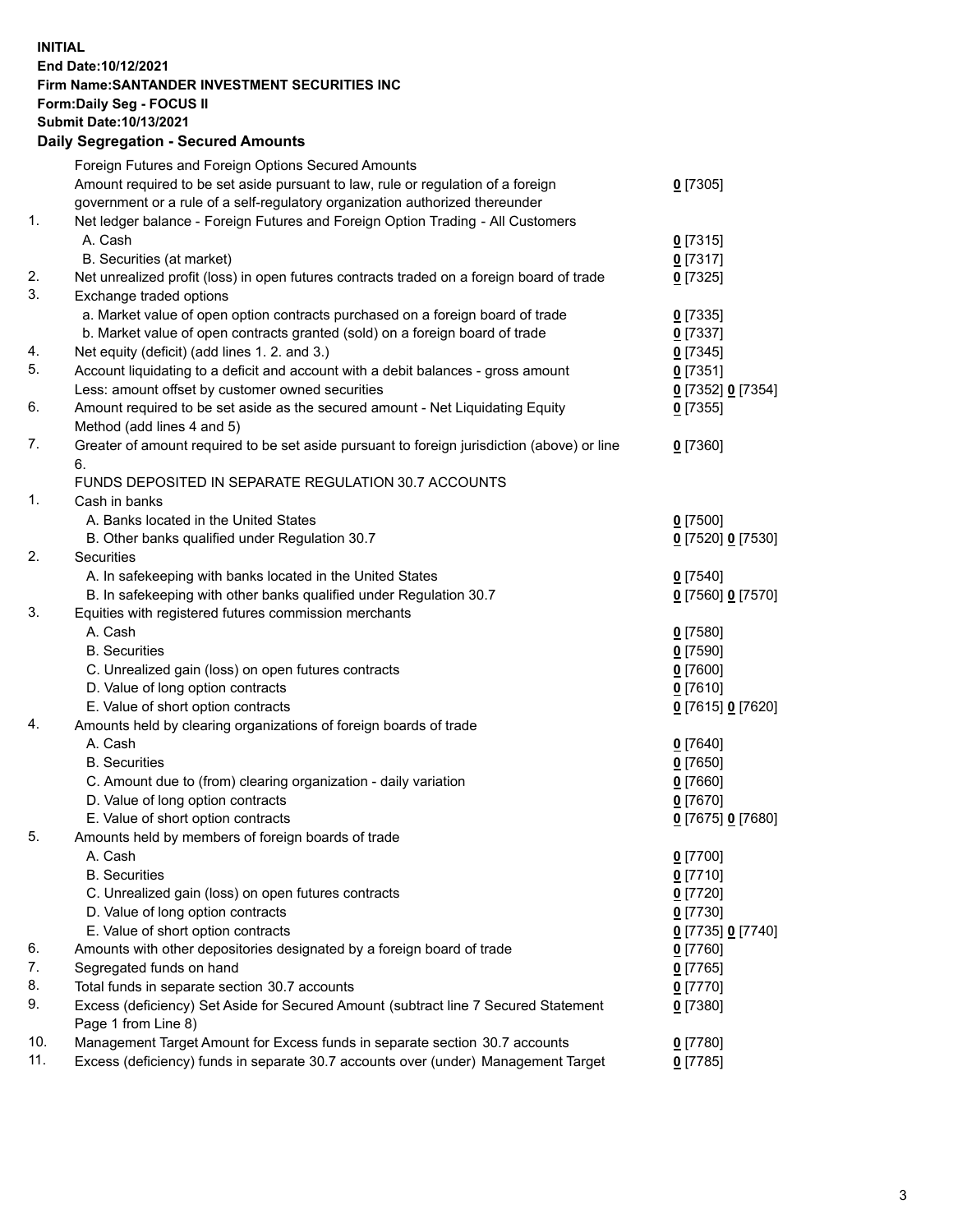**INITIAL**
**End Date:10/12/2021**
**Firm Name:SANTANDER INVESTMENT SECURITIES INC**
**Form:Daily Seg - FOCUS II**
**Submit Date:10/13/2021**

## Daily Segregation - Secured Amounts

| | | |
|---|---|---|
| | Foreign Futures and Foreign Options Secured Amounts | |
| | Amount required to be set aside pursuant to law, rule or regulation of a foreign government or a rule of a self-regulatory organization authorized thereunder | 0 [7305] |
| 1. | Net ledger balance - Foreign Futures and Foreign Option Trading - All Customers | |
| | A. Cash | 0 [7315] |
| | B. Securities (at market) | 0 [7317] |
| 2. | Net unrealized profit (loss) in open futures contracts traded on a foreign board of trade | 0 [7325] |
| 3. | Exchange traded options | |
| | a. Market value of open option contracts purchased on a foreign board of trade | 0 [7335] |
| | b. Market value of open contracts granted (sold) on a foreign board of trade | 0 [7337] |
| 4. | Net equity (deficit) (add lines 1. 2. and 3.) | 0 [7345] |
| 5. | Account liquidating to a deficit and account with a debit balances - gross amount | 0 [7351] |
| | Less: amount offset by customer owned securities | 0 [7352] 0 [7354] |
| 6. | Amount required to be set aside as the secured amount - Net Liquidating Equity Method (add lines 4 and 5) | 0 [7355] |
| 7. | Greater of amount required to be set aside pursuant to foreign jurisdiction (above) or line 6. | 0 [7360] |
| | FUNDS DEPOSITED IN SEPARATE REGULATION 30.7 ACCOUNTS | |
| 1. | Cash in banks | |
| | A. Banks located in the United States | 0 [7500] |
| | B. Other banks qualified under Regulation 30.7 | 0 [7520] 0 [7530] |
| 2. | Securities | |
| | A. In safekeeping with banks located in the United States | 0 [7540] |
| | B. In safekeeping with other banks qualified under Regulation 30.7 | 0 [7560] 0 [7570] |
| 3. | Equities with registered futures commission merchants | |
| | A. Cash | 0 [7580] |
| | B. Securities | 0 [7590] |
| | C. Unrealized gain (loss) on open futures contracts | 0 [7600] |
| | D. Value of long option contracts | 0 [7610] |
| | E. Value of short option contracts | 0 [7615] 0 [7620] |
| 4. | Amounts held by clearing organizations of foreign boards of trade | |
| | A. Cash | 0 [7640] |
| | B. Securities | 0 [7650] |
| | C. Amount due to (from) clearing organization - daily variation | 0 [7660] |
| | D. Value of long option contracts | 0 [7670] |
| | E. Value of short option contracts | 0 [7675] 0 [7680] |
| 5. | Amounts held by members of foreign boards of trade | |
| | A. Cash | 0 [7700] |
| | B. Securities | 0 [7710] |
| | C. Unrealized gain (loss) on open futures contracts | 0 [7720] |
| | D. Value of long option contracts | 0 [7730] |
| | E. Value of short option contracts | 0 [7735] 0 [7740] |
| 6. | Amounts with other depositories designated by a foreign board of trade | 0 [7760] |
| 7. | Segregated funds on hand | 0 [7765] |
| 8. | Total funds in separate section 30.7 accounts | 0 [7770] |
| 9. | Excess (deficiency) Set Aside for Secured Amount (subtract line 7 Secured Statement Page 1 from Line 8) | 0 [7380] |
| 10. | Management Target Amount for Excess funds in separate section 30.7 accounts | 0 [7780] |
| 11. | Excess (deficiency) funds in separate 30.7 accounts over (under) Management Target | 0 [7785] |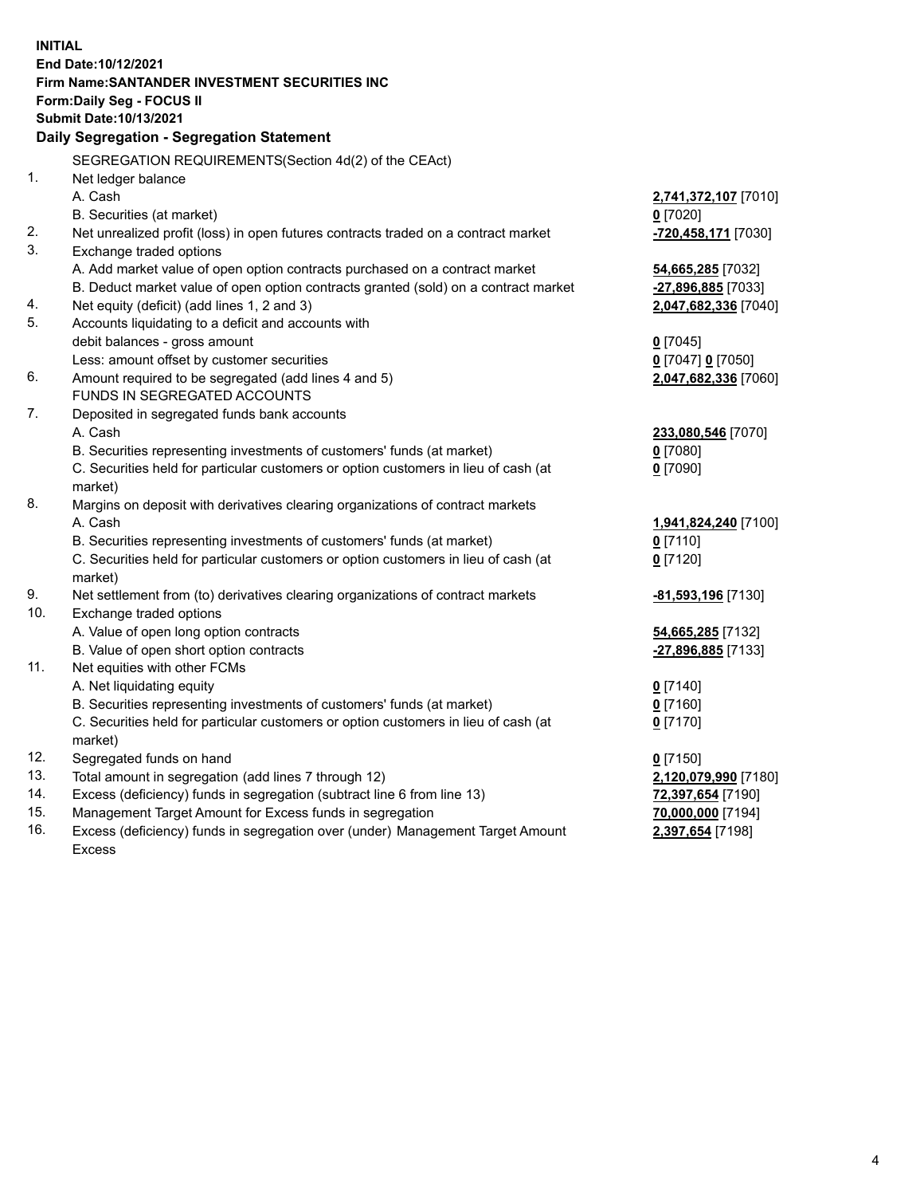**INITIAL**
**End Date:10/12/2021**
**Firm Name:SANTANDER INVESTMENT SECURITIES INC**
**Form:Daily Seg - FOCUS II**
**Submit Date:10/13/2021**

## Daily Segregation - Segregation Statement

SEGREGATION REQUIREMENTS(Section 4d(2) of the CEAct)

| | | |
|---|---|---|
| 1. | Net ledger balance | |
| | A. Cash | **2,741,372,107** [7010] |
| | B. Securities (at market) | **0** [7020] |
| 2. | Net unrealized profit (loss) in open futures contracts traded on a contract market | **-720,458,171** [7030] |
| 3. | Exchange traded options | |
| | A. Add market value of open option contracts purchased on a contract market | **54,665,285** [7032] |
| | B. Deduct market value of open option contracts granted (sold) on a contract market | **-27,896,885** [7033] |
| 4. | Net equity (deficit) (add lines 1, 2 and 3) | **2,047,682,336** [7040] |
| 5. | Accounts liquidating to a deficit and accounts with debit balances - gross amount | **0** [7045] |
| | Less: amount offset by customer securities | **0** [7047] **0** [7050] |
| 6. | Amount required to be segregated (add lines 4 and 5) | **2,047,682,336** [7060] |
| | FUNDS IN SEGREGATED ACCOUNTS | |
| 7. | Deposited in segregated funds bank accounts | |
| | A. Cash | **233,080,546** [7070] |
| | B. Securities representing investments of customers' funds (at market) | **0** [7080] |
| | C. Securities held for particular customers or option customers in lieu of cash (at market) | **0** [7090] |
| 8. | Margins on deposit with derivatives clearing organizations of contract markets | |
| | A. Cash | **1,941,824,240** [7100] |
| | B. Securities representing investments of customers' funds (at market) | **0** [7110] |
| | C. Securities held for particular customers or option customers in lieu of cash (at market) | **0** [7120] |
| 9. | Net settlement from (to) derivatives clearing organizations of contract markets | **-81,593,196** [7130] |
| 10. | Exchange traded options | |
| | A. Value of open long option contracts | **54,665,285** [7132] |
| | B. Value of open short option contracts | **-27,896,885** [7133] |
| 11. | Net equities with other FCMs | |
| | A. Net liquidating equity | **0** [7140] |
| | B. Securities representing investments of customers' funds (at market) | **0** [7160] |
| | C. Securities held for particular customers or option customers in lieu of cash (at market) | **0** [7170] |
| 12. | Segregated funds on hand | **0** [7150] |
| 13. | Total amount in segregation (add lines 7 through 12) | **2,120,079,990** [7180] |
| 14. | Excess (deficiency) funds in segregation (subtract line 6 from line 13) | **72,397,654** [7190] |
| 15. | Management Target Amount for Excess funds in segregation | **70,000,000** [7194] |
| 16. | Excess (deficiency) funds in segregation over (under) Management Target Amount Excess | **2,397,654** [7198] |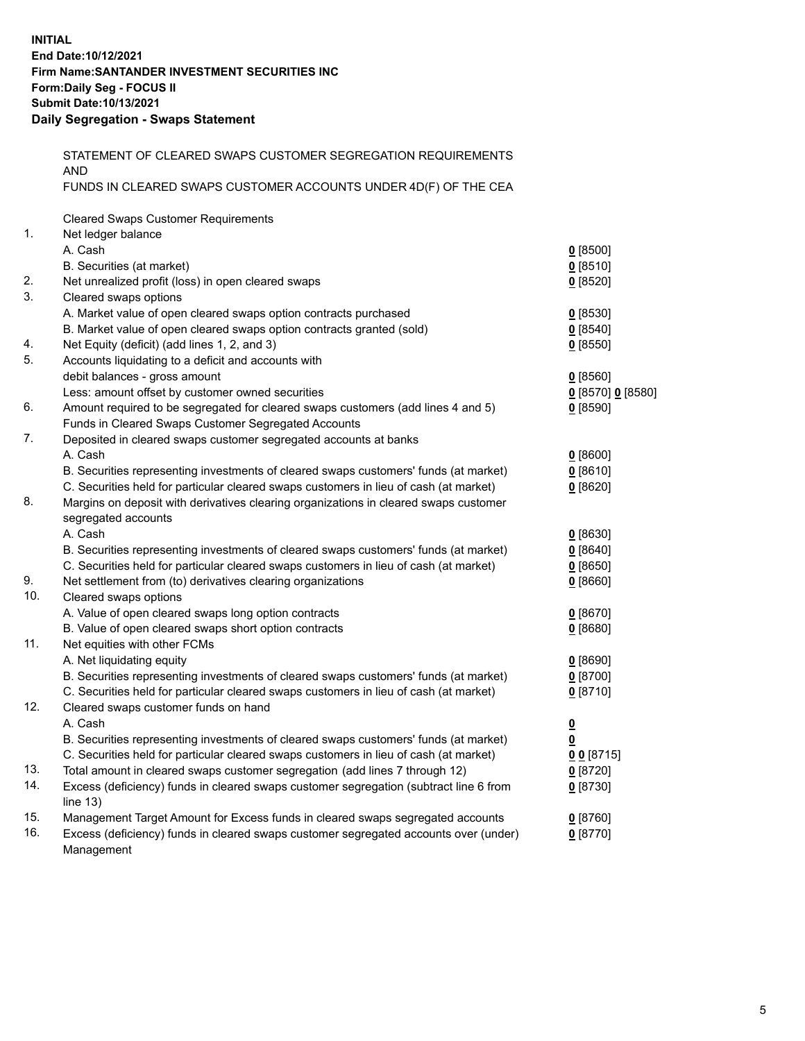**INITIAL**
**End Date:10/12/2021**
**Firm Name:SANTANDER INVESTMENT SECURITIES INC**
**Form:Daily Seg - FOCUS II**
**Submit Date:10/13/2021**
**Daily Segregation - Swaps Statement**

STATEMENT OF CLEARED SWAPS CUSTOMER SEGREGATION REQUIREMENTS AND FUNDS IN CLEARED SWAPS CUSTOMER ACCOUNTS UNDER 4D(F) OF THE CEA

| | | |
|---|---|---|
| | Cleared Swaps Customer Requirements | |
| 1. | Net ledger balance | |
| | A. Cash | 0 [8500] |
| | B. Securities (at market) | 0 [8510] |
| 2. | Net unrealized profit (loss) in open cleared swaps | 0 [8520] |
| 3. | Cleared swaps options | |
| | A. Market value of open cleared swaps option contracts purchased | 0 [8530] |
| | B. Market value of open cleared swaps option contracts granted (sold) | 0 [8540] |
| 4. | Net Equity (deficit) (add lines 1, 2, and 3) | 0 [8550] |
| 5. | Accounts liquidating to a deficit and accounts with debit balances - gross amount | 0 [8560] |
| | Less: amount offset by customer owned securities | 0 [8570] 0 [8580] |
| 6. | Amount required to be segregated for cleared swaps customers (add lines 4 and 5) | 0 [8590] |
| | Funds in Cleared Swaps Customer Segregated Accounts | |
| 7. | Deposited in cleared swaps customer segregated accounts at banks | |
| | A. Cash | 0 [8600] |
| | B. Securities representing investments of cleared swaps customers' funds (at market) | 0 [8610] |
| | C. Securities held for particular cleared swaps customers in lieu of cash (at market) | 0 [8620] |
| 8. | Margins on deposit with derivatives clearing organizations in cleared swaps customer segregated accounts | |
| | A. Cash | 0 [8630] |
| | B. Securities representing investments of cleared swaps customers' funds (at market) | 0 [8640] |
| | C. Securities held for particular cleared swaps customers in lieu of cash (at market) | 0 [8650] |
| 9. | Net settlement from (to) derivatives clearing organizations | 0 [8660] |
| 10. | Cleared swaps options | |
| | A. Value of open cleared swaps long option contracts | 0 [8670] |
| | B. Value of open cleared swaps short option contracts | 0 [8680] |
| 11. | Net equities with other FCMs | |
| | A. Net liquidating equity | 0 [8690] |
| | B. Securities representing investments of cleared swaps customers' funds (at market) | 0 [8700] |
| | C. Securities held for particular cleared swaps customers in lieu of cash (at market) | 0 [8710] |
| 12. | Cleared swaps customer funds on hand | |
| | A. Cash | 0 |
| | B. Securities representing investments of cleared swaps customers' funds (at market) | 0 |
| | C. Securities held for particular cleared swaps customers in lieu of cash (at market) | 0 0 [8715] |
| 13. | Total amount in cleared swaps customer segregation (add lines 7 through 12) | 0 [8720] |
| 14. | Excess (deficiency) funds in cleared swaps customer segregation (subtract line 6 from line 13) | 0 [8730] |
| 15. | Management Target Amount for Excess funds in cleared swaps segregated accounts | 0 [8760] |
| 16. | Excess (deficiency) funds in cleared swaps customer segregated accounts over (under) Management | 0 [8770] |